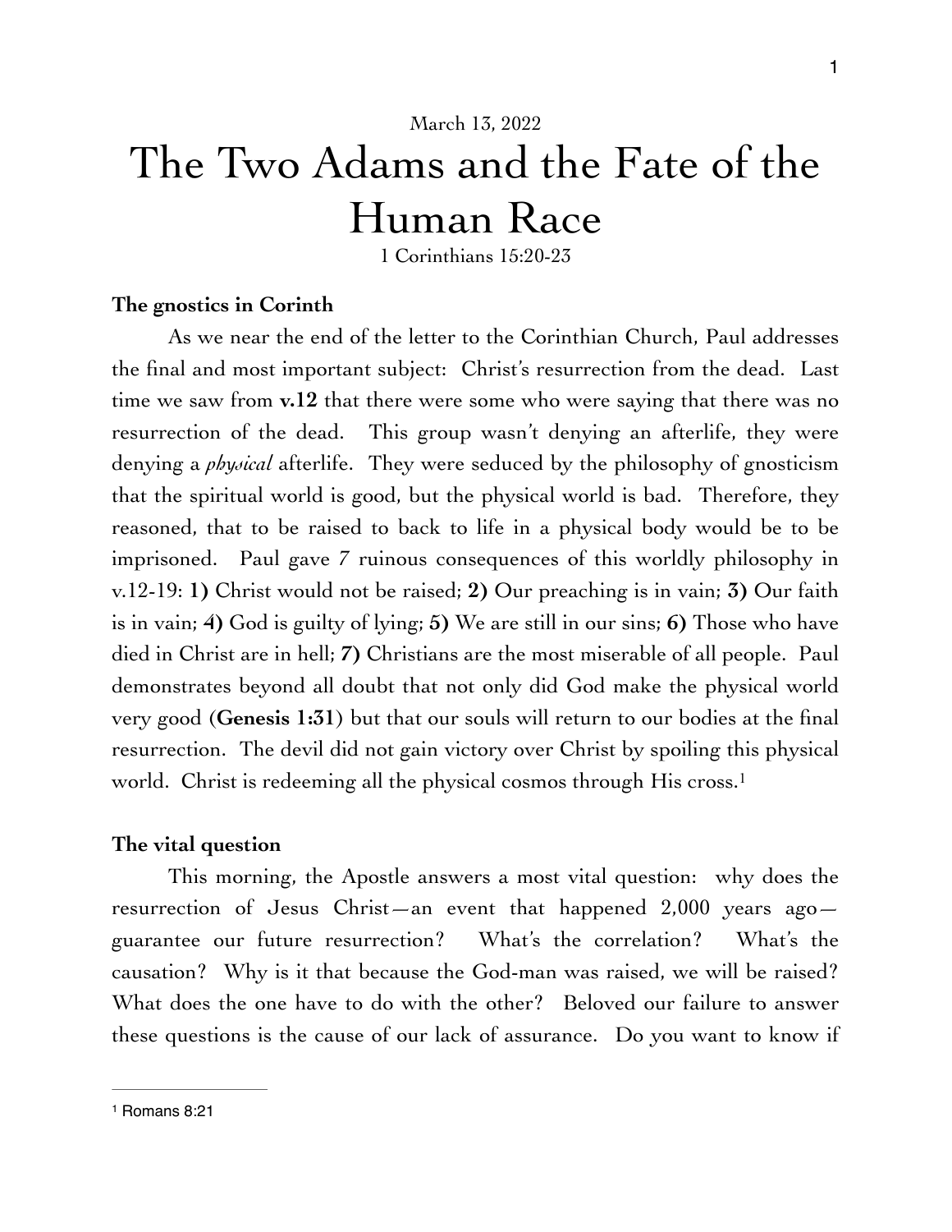March 13, 2022

# The Two Adams and the Fate of the Human Race

1 Corinthians 15:20-23

**The gnostics in Corinth**

As we near the end of the letter to the Corinthian Church, Paul addresses the final and most important subject: Christ's resurrection from the dead. Last time we saw from **v.12** that there were some who were saying that there was no resurrection of the dead. This group wasn't denying an afterlife, they were denying a *physical* afterlife. They were seduced by the philosophy of gnosticism that the spiritual world is good, but the physical world is bad. Therefore, they reasoned, that to be raised to back to life in a physical body would be to be imprisoned. Paul gave *7* ruinous consequences of this worldly philosophy in v.12-19: **1)** Christ would not be raised; **2)** Our preaching is in vain; **3)** Our faith is in vain; **4)** God is guilty of lying; **5)** We are still in our sins; **6)** Those who have died in Christ are in hell; **7)** Christians are the most miserable of all people. Paul demonstrates beyond all doubt that not only did God make the physical world very good (**Genesis 1:31**) but that our souls will return to our bodies at the final resurrection. The devil did not gain victory over Christ by spoiling this physical world. Christ is redeeming all the physical cosmos through His cross.[1]

**The vital question**

This morning, the Apostle answers a most vital question: why does the resurrection of Jesus Christ—an event that happened 2,000 years ago—guarantee our future resurrection? What's the correlation? What's the causation? Why is it that because the God-man was raised, we will be raised? What does the one have to do with the other? Beloved our failure to answer these questions is the cause of our lack of assurance. Do you want to know if

[1] Romans 8:21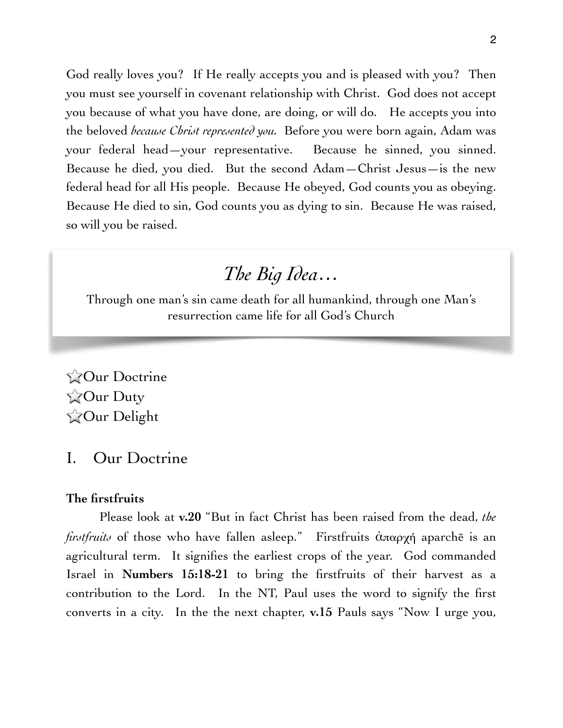God really loves you? If He really accepts you and is pleased with you? Then you must see yourself in covenant relationship with Christ. God does not accept you because of what you have done, are doing, or will do. He accepts you into the beloved *because Christ represented you.* Before you were born again, Adam was your federal head—your representative. Because he sinned, you sinned. Because he died, you died. But the second Adam—Christ Jesus—is the new federal head for all His people. Because He obeyed, God counts you as obeying. Because He died to sin, God counts you as dying to sin. Because He was raised, so will you be raised.

> ## *The Big Idea…*
>
> Through one man's sin came death for all humankind, through one Man's resurrection came life for all God's Church

⭐Our Doctrine
⭐Our Duty
⭐Our Delight

## I. Our Doctrine

**The firstfruits**

Please look at **v.20** "But in fact Christ has been raised from the dead, *the firstfruits* of those who have fallen asleep." Firstfruits ἀπαρχή aparchē is an agricultural term. It signifies the earliest crops of the year. God commanded Israel in **Numbers 15:18-21** to bring the firstfruits of their harvest as a contribution to the Lord. In the NT, Paul uses the word to signify the first converts in a city. In the the next chapter, **v.15** Pauls says "Now I urge you,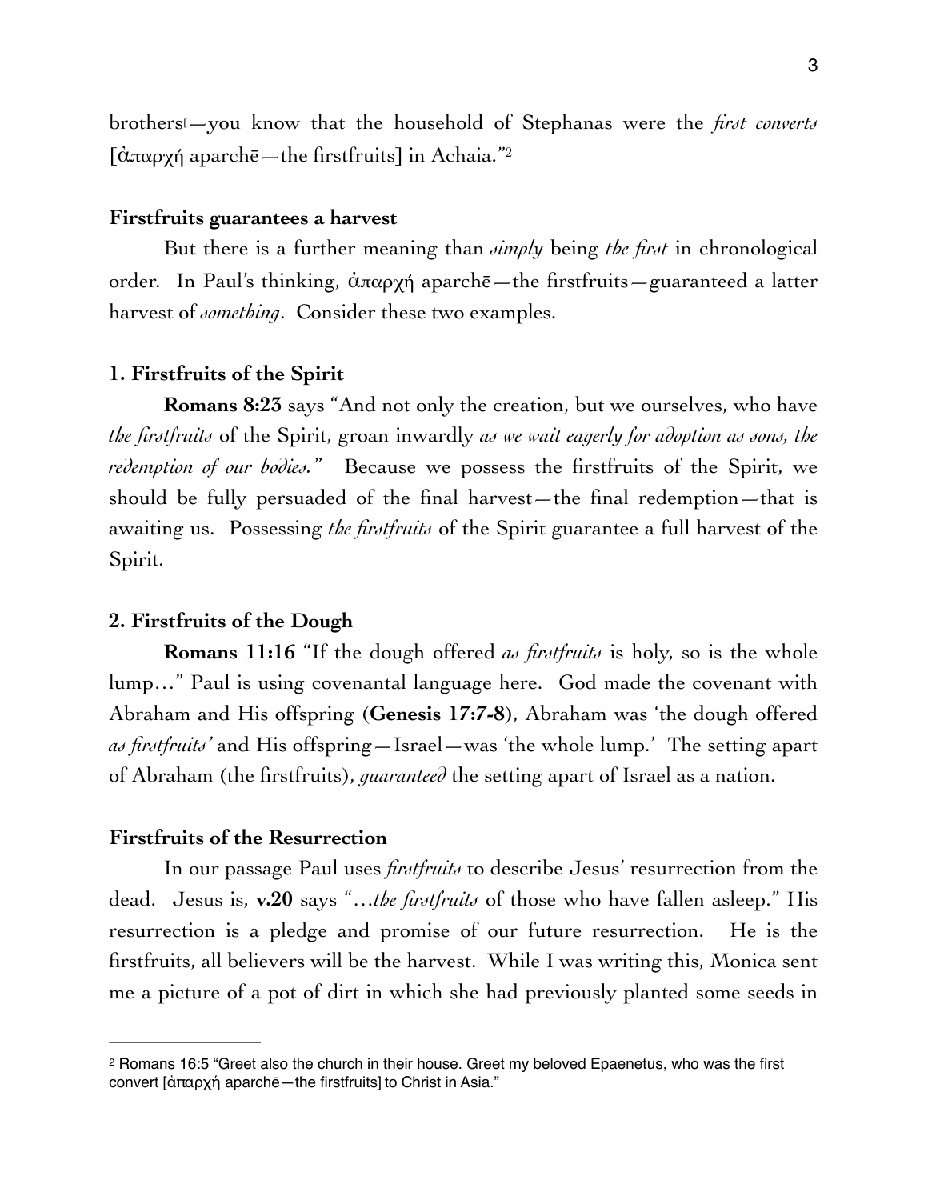brothers[1]—you know that the household of Stephanas were the *first converts* [ἀπαρχή aparchē—the firstfruits] in Achaia."[2]

**Firstfruits guarantees a harvest**

But there is a further meaning than *simply* being *the first* in chronological order. In Paul's thinking, ἀπαρχή aparchē—the firstfruits—guaranteed a latter harvest of *something*. Consider these two examples.

**1. Firstfruits of the Spirit**

**Romans 8:23** says "And not only the creation, but we ourselves, who have *the firstfruits* of the Spirit, groan inwardly *as we wait eagerly for adoption as sons, the redemption of our bodies."* Because we possess the firstfruits of the Spirit, we should be fully persuaded of the final harvest—the final redemption—that is awaiting us. Possessing *the firstfruits* of the Spirit guarantee a full harvest of the Spirit.

**2. Firstfruits of the Dough**

**Romans 11:16** "If the dough offered *as firstfruits* is holy, so is the whole lump…" Paul is using covenantal language here. God made the covenant with Abraham and His offspring (**Genesis 17:7-8**), Abraham was 'the dough offered *as firstfruits'* and His offspring—Israel—was 'the whole lump.' The setting apart of Abraham (the firstfruits), *guaranteed* the setting apart of Israel as a nation.

**Firstfruits of the Resurrection**

In our passage Paul uses *firstfruits* to describe Jesus' resurrection from the dead. Jesus is, **v.20** says "…*the firstfruits* of those who have fallen asleep." His resurrection is a pledge and promise of our future resurrection. He is the firstfruits, all believers will be the harvest. While I was writing this, Monica sent me a picture of a pot of dirt in which she had previously planted some seeds in

---

[2] Romans 16:5 "Greet also the church in their house. Greet my beloved Epaenetus, who was the first convert [ἀπαρχή aparchē—the firstfruits] to Christ in Asia."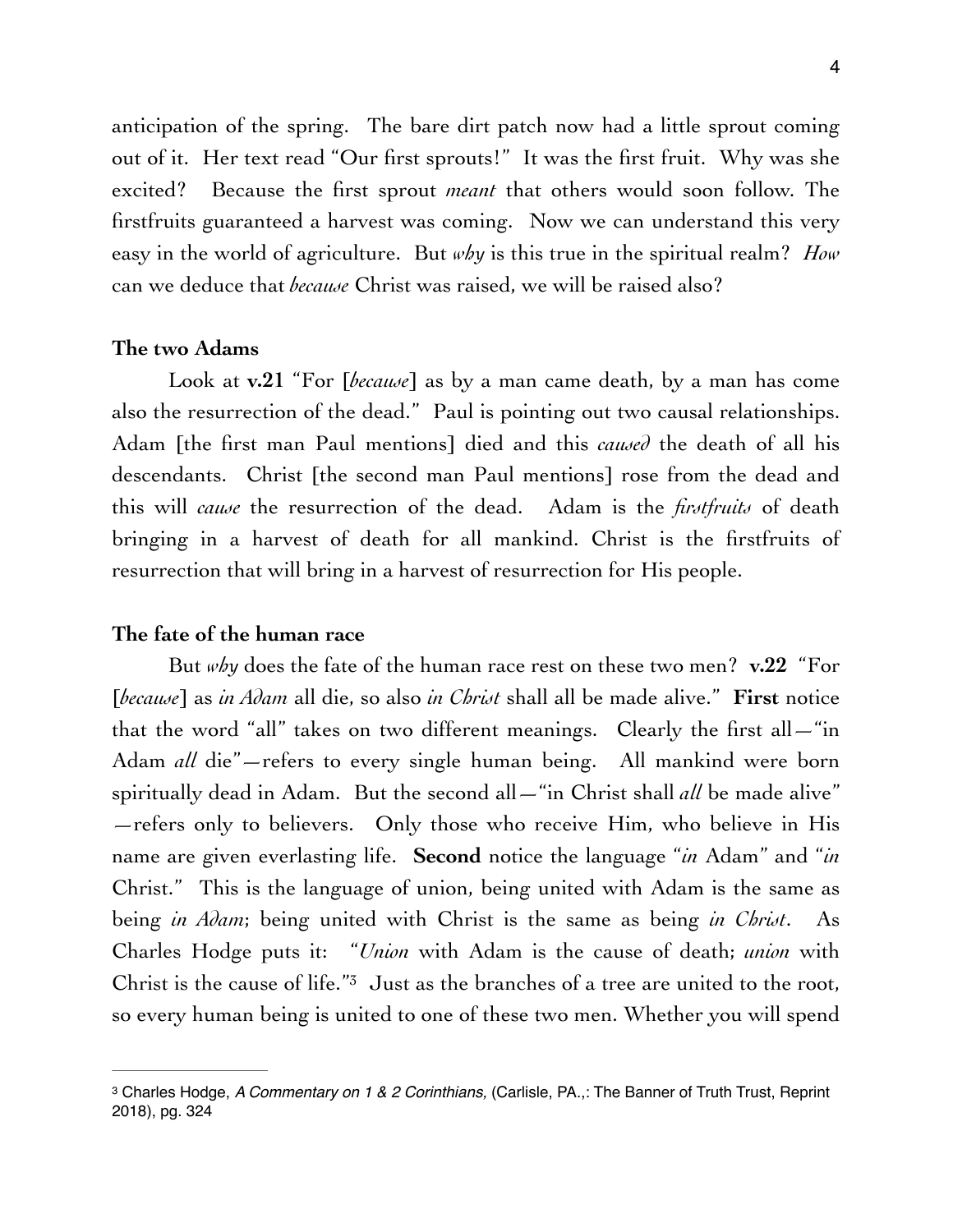anticipation of the spring. The bare dirt patch now had a little sprout coming out of it. Her text read "Our first sprouts!" It was the first fruit. Why was she excited? Because the first sprout *meant* that others would soon follow. The firstfruits guaranteed a harvest was coming. Now we can understand this very easy in the world of agriculture. But *why* is this true in the spiritual realm? *How* can we deduce that *because* Christ was raised, we will be raised also?

### The two Adams

Look at **v.21** "For [*because*] as by a man came death, by a man has come also the resurrection of the dead." Paul is pointing out two causal relationships. Adam [the first man Paul mentions] died and this *caused* the death of all his descendants. Christ [the second man Paul mentions] rose from the dead and this will *cause* the resurrection of the dead. Adam is the *firstfruits* of death bringing in a harvest of death for all mankind. Christ is the firstfruits of resurrection that will bring in a harvest of resurrection for His people.

### The fate of the human race

But *why* does the fate of the human race rest on these two men? **v.22** "For [*because*] as *in Adam* all die, so also *in Christ* shall all be made alive." **First** notice that the word "all" takes on two different meanings. Clearly the first all—"in Adam *all* die"—refers to every single human being. All mankind were born spiritually dead in Adam. But the second all—"in Christ shall *all* be made alive" —refers only to believers. Only those who receive Him, who believe in His name are given everlasting life. **Second** notice the language "*in* Adam" and "*in* Christ." This is the language of union, being united with Adam is the same as being *in Adam*; being united with Christ is the same as being *in Christ*. As Charles Hodge puts it: "*Union* with Adam is the cause of death; *union* with Christ is the cause of life."[3] Just as the branches of a tree are united to the root, so every human being is united to one of these two men. Whether you will spend

---

[3] Charles Hodge, *A Commentary on 1 & 2 Corinthians,* (Carlisle, PA.,: The Banner of Truth Trust, Reprint 2018), pg. 324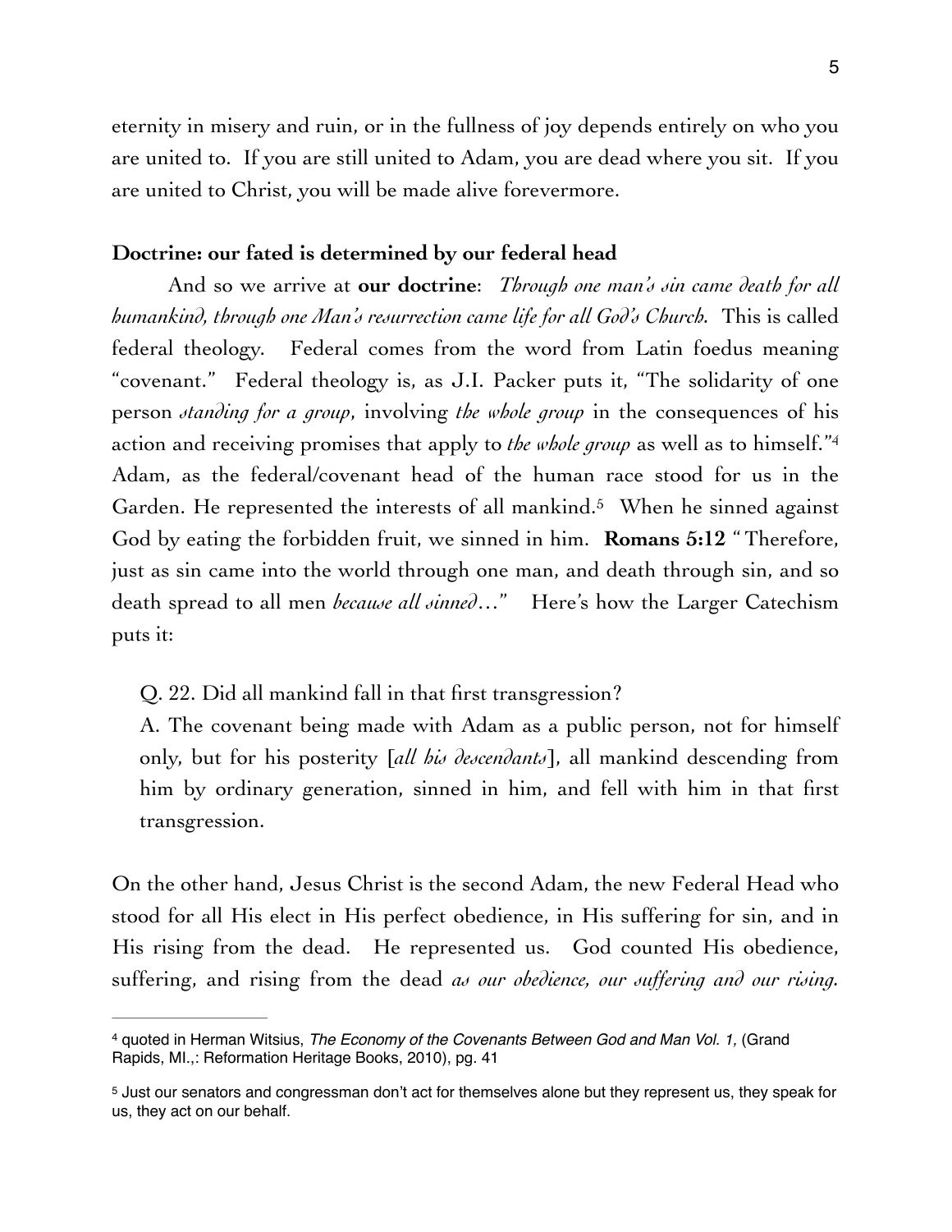eternity in misery and ruin, or in the fullness of joy depends entirely on who you are united to. If you are still united to Adam, you are dead where you sit. If you are united to Christ, you will be made alive forevermore.

**Doctrine: our fated is determined by our federal head**

And so we arrive at **our doctrine**: *Through one man's sin came death for all humankind, through one Man's resurrection came life for all God's Church.* This is called federal theology. Federal comes from the word from Latin foedus meaning "covenant." Federal theology is, as J.I. Packer puts it, "The solidarity of one person *standing for a group*, involving *the whole group* in the consequences of his action and receiving promises that apply to *the whole group* as well as to himself."[4] Adam, as the federal/covenant head of the human race stood for us in the Garden. He represented the interests of all mankind.[5] When he sinned against God by eating the forbidden fruit, we sinned in him. **Romans 5:12** " Therefore, just as sin came into the world through one man, and death through sin, and so death spread to all men *because all sinned*…" Here's how the Larger Catechism puts it:

> Q. 22. Did all mankind fall in that first transgression?
>
> A. The covenant being made with Adam as a public person, not for himself only, but for his posterity [*all his descendants*], all mankind descending from him by ordinary generation, sinned in him, and fell with him in that first transgression.

On the other hand, Jesus Christ is the second Adam, the new Federal Head who stood for all His elect in His perfect obedience, in His suffering for sin, and in His rising from the dead. He represented us. God counted His obedience, suffering, and rising from the dead *as our obedience, our suffering and our rising.*

---

[4] quoted in Herman Witsius, *The Economy of the Covenants Between God and Man Vol. 1,* (Grand Rapids, MI.,: Reformation Heritage Books, 2010), pg. 41

[5] Just our senators and congressman don't act for themselves alone but they represent us, they speak for us, they act on our behalf.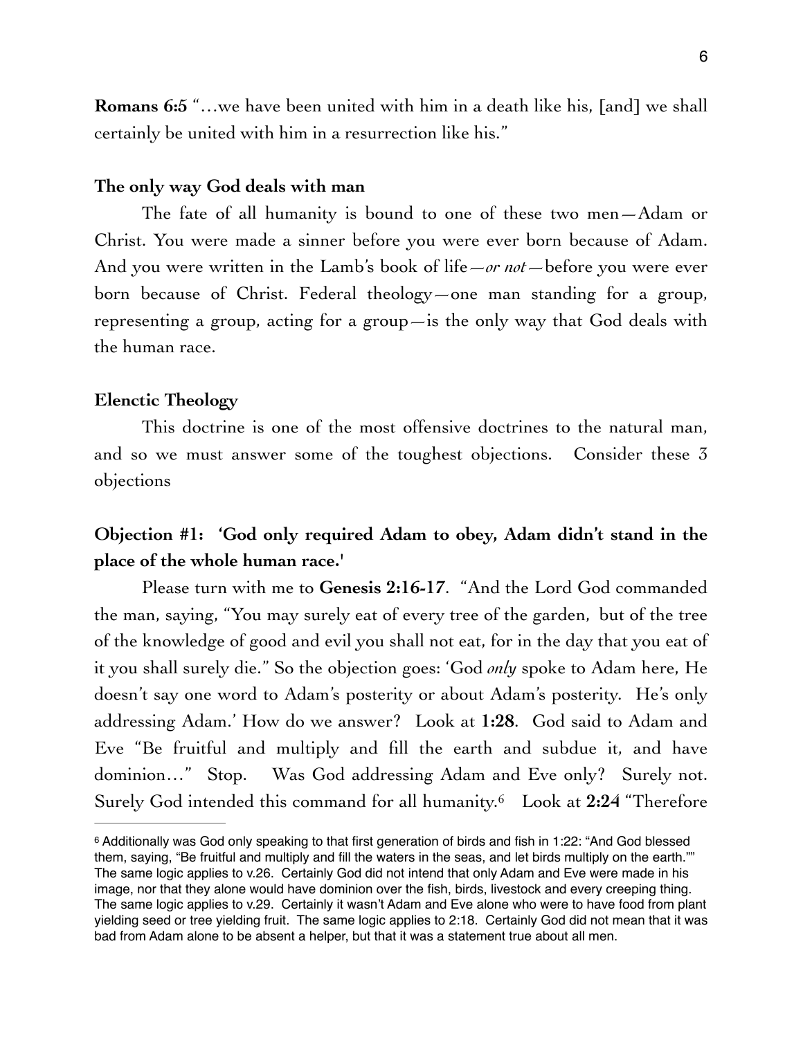**Romans 6:5** "…we have been united with him in a death like his, [and] we shall certainly be united with him in a resurrection like his."

### The only way God deals with man

The fate of all humanity is bound to one of these two men—Adam or Christ. You were made a sinner before you were ever born because of Adam. And you were written in the Lamb's book of life—*or not*—before you were ever born because of Christ. Federal theology—one man standing for a group, representing a group, acting for a group—is the only way that God deals with the human race.

### Elenctic Theology

This doctrine is one of the most offensive doctrines to the natural man, and so we must answer some of the toughest objections. Consider these 3 objections

### Objection #1: 'God only required Adam to obey, Adam didn't stand in the place of the whole human race.'

Please turn with me to **Genesis 2:16-17**. "And the Lord God commanded the man, saying, "You may surely eat of every tree of the garden, but of the tree of the knowledge of good and evil you shall not eat, for in the day that you eat of it you shall surely die." So the objection goes: 'God *only* spoke to Adam here, He doesn't say one word to Adam's posterity or about Adam's posterity. He's only addressing Adam.' How do we answer? Look at **1:28**. God said to Adam and Eve "Be fruitful and multiply and fill the earth and subdue it, and have dominion…" Stop. Was God addressing Adam and Eve only? Surely not. Surely God intended this command for all humanity.[6] Look at **2:24** "Therefore

---

[6] Additionally was God only speaking to that first generation of birds and fish in 1:22: "And God blessed them, saying, "Be fruitful and multiply and fill the waters in the seas, and let birds multiply on the earth."" The same logic applies to v.26. Certainly God did not intend that only Adam and Eve were made in his image, nor that they alone would have dominion over the fish, birds, livestock and every creeping thing. The same logic applies to v.29. Certainly it wasn't Adam and Eve alone who were to have food from plant yielding seed or tree yielding fruit. The same logic applies to 2:18. Certainly God did not mean that it was bad from Adam alone to be absent a helper, but that it was a statement true about all men.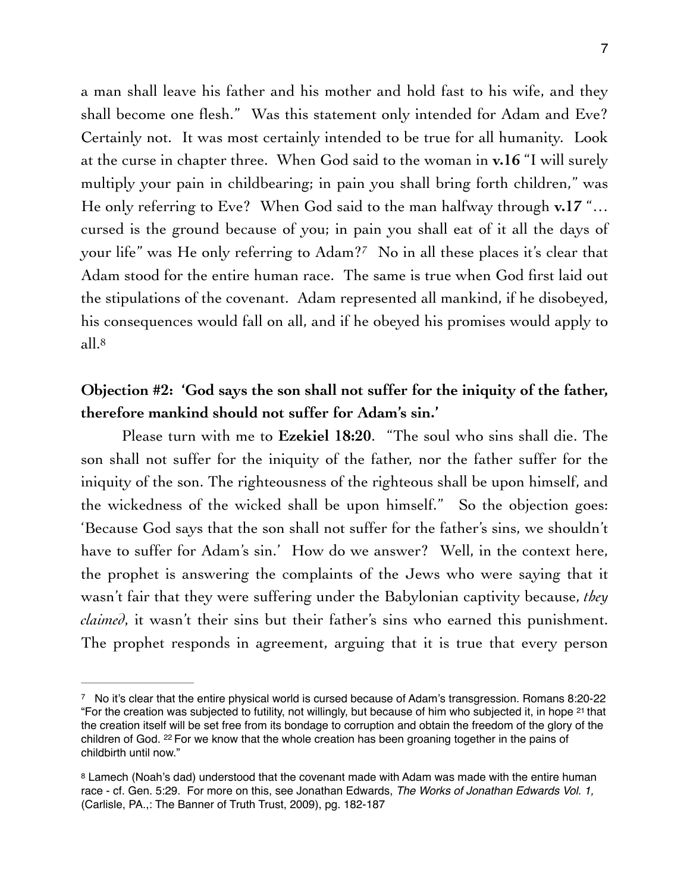a man shall leave his father and his mother and hold fast to his wife, and they shall become one flesh." Was this statement only intended for Adam and Eve? Certainly not. It was most certainly intended to be true for all humanity. Look at the curse in chapter three. When God said to the woman in **v.16** "I will surely multiply your pain in childbearing; in pain you shall bring forth children," was He only referring to Eve? When God said to the man halfway through **v.17** "… cursed is the ground because of you; in pain you shall eat of it all the days of your life" was He only referring to Adam?[7] No in all these places it's clear that Adam stood for the entire human race. The same is true when God first laid out the stipulations of the covenant. Adam represented all mankind, if he disobeyed, his consequences would fall on all, and if he obeyed his promises would apply to all.[8]

**Objection #2: 'God says the son shall not suffer for the iniquity of the father, therefore mankind should not suffer for Adam's sin.'**

Please turn with me to **Ezekiel 18:20**. "The soul who sins shall die. The son shall not suffer for the iniquity of the father, nor the father suffer for the iniquity of the son. The righteousness of the righteous shall be upon himself, and the wickedness of the wicked shall be upon himself." So the objection goes: 'Because God says that the son shall not suffer for the father's sins, we shouldn't have to suffer for Adam's sin.' How do we answer? Well, in the context here, the prophet is answering the complaints of the Jews who were saying that it wasn't fair that they were suffering under the Babylonian captivity because, *they claimed*, it wasn't their sins but their father's sins who earned this punishment. The prophet responds in agreement, arguing that it is true that every person

---

[7] No it's clear that the entire physical world is cursed because of Adam's transgression. Romans 8:20-22 "For the creation was subjected to futility, not willingly, but because of him who subjected it, in hope [21] that the creation itself will be set free from its bondage to corruption and obtain the freedom of the glory of the children of God. [22] For we know that the whole creation has been groaning together in the pains of childbirth until now."

[8] Lamech (Noah's dad) understood that the covenant made with Adam was made with the entire human race - cf. Gen. 5:29. For more on this, see Jonathan Edwards, *The Works of Jonathan Edwards Vol. 1,* (Carlisle, PA.,: The Banner of Truth Trust, 2009), pg. 182-187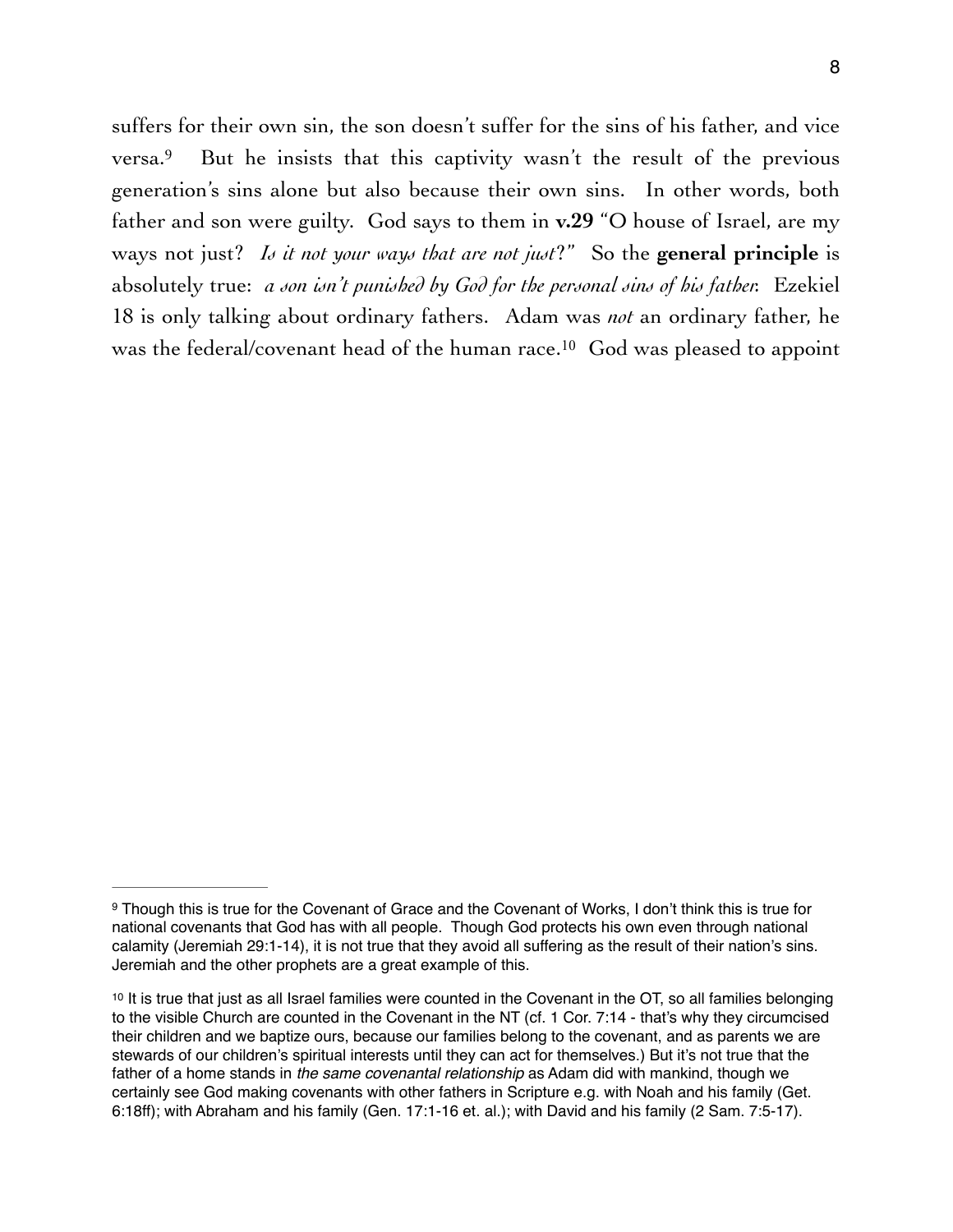suffers for their own sin, the son doesn't suffer for the sins of his father, and vice versa.[9] But he insists that this captivity wasn't the result of the previous generation's sins alone but also because their own sins. In other words, both father and son were guilty. God says to them in **v.29** "O house of Israel, are my ways not just? *Is it not your ways that are not just*?" So the **general principle** is absolutely true: *a son isn't punished by God for the personal sins of his father.* Ezekiel 18 is only talking about ordinary fathers. Adam was *not* an ordinary father, he was the federal/covenant head of the human race.[10] God was pleased to appoint

---

[9] Though this is true for the Covenant of Grace and the Covenant of Works, I don't think this is true for national covenants that God has with all people. Though God protects his own even through national calamity (Jeremiah 29:1-14), it is not true that they avoid all suffering as the result of their nation's sins. Jeremiah and the other prophets are a great example of this.

[10] It is true that just as all Israel families were counted in the Covenant in the OT, so all families belonging to the visible Church are counted in the Covenant in the NT (cf. 1 Cor. 7:14 - that's why they circumcised their children and we baptize ours, because our families belong to the covenant, and as parents we are stewards of our children's spiritual interests until they can act for themselves.) But it's not true that the father of a home stands in *the same covenantal relationship* as Adam did with mankind, though we certainly see God making covenants with other fathers in Scripture e.g. with Noah and his family (Get. 6:18ff); with Abraham and his family (Gen. 17:1-16 et. al.); with David and his family (2 Sam. 7:5-17).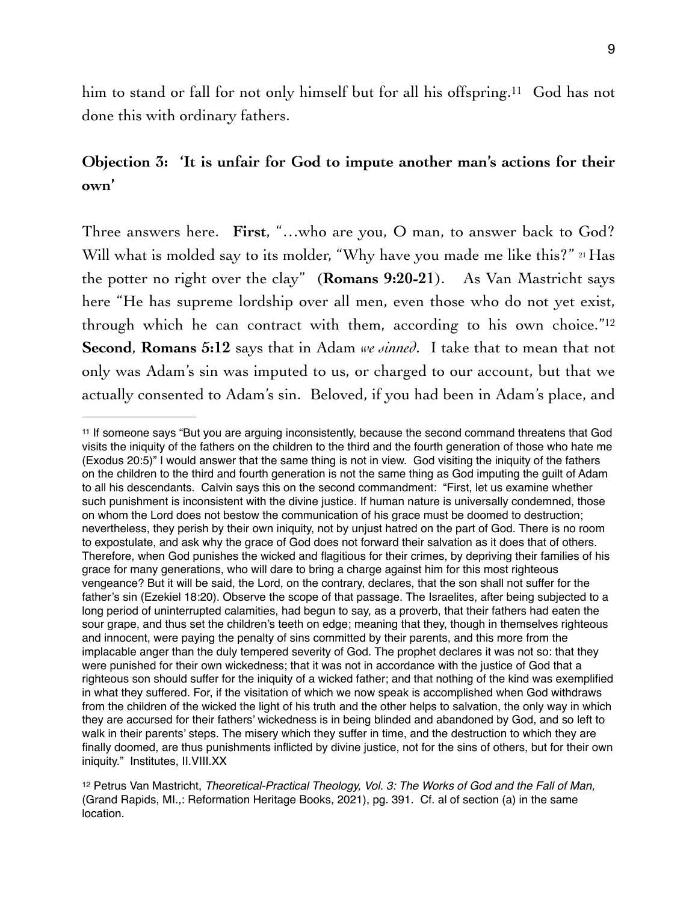him to stand or fall for not only himself but for all his offspring.[11] God has not done this with ordinary fathers.

## Objection 3: 'It is unfair for God to impute another man's actions for their own'

Three answers here. **First**, "…who are you, O man, to answer back to God? Will what is molded say to its molder, "Why have you made me like this?" 21 Has the potter no right over the clay" (**Romans 9:20-21**). As Van Mastricht says here "He has supreme lordship over all men, even those who do not yet exist, through which he can contract with them, according to his own choice."[12] **Second**, **Romans 5:12** says that in Adam *we sinned*. I take that to mean that not only was Adam's sin was imputed to us, or charged to our account, but that we actually consented to Adam's sin. Beloved, if you had been in Adam's place, and

---

[11] If someone says "But you are arguing inconsistently, because the second command threatens that God visits the iniquity of the fathers on the children to the third and the fourth generation of those who hate me (Exodus 20:5)" I would answer that the same thing is not in view. God visiting the iniquity of the fathers on the children to the third and fourth generation is not the same thing as God imputing the guilt of Adam to all his descendants. Calvin says this on the second commandment: "First, let us examine whether such punishment is inconsistent with the divine justice. If human nature is universally condemned, those on whom the Lord does not bestow the communication of his grace must be doomed to destruction; nevertheless, they perish by their own iniquity, not by unjust hatred on the part of God. There is no room to expostulate, and ask why the grace of God does not forward their salvation as it does that of others. Therefore, when God punishes the wicked and flagitious for their crimes, by depriving their families of his grace for many generations, who will dare to bring a charge against him for this most righteous vengeance? But it will be said, the Lord, on the contrary, declares, that the son shall not suffer for the father's sin (Ezekiel 18:20). Observe the scope of that passage. The Israelites, after being subjected to a long period of uninterrupted calamities, had begun to say, as a proverb, that their fathers had eaten the sour grape, and thus set the children's teeth on edge; meaning that they, though in themselves righteous and innocent, were paying the penalty of sins committed by their parents, and this more from the implacable anger than the duly tempered severity of God. The prophet declares it was not so: that they were punished for their own wickedness; that it was not in accordance with the justice of God that a righteous son should suffer for the iniquity of a wicked father; and that nothing of the kind was exemplified in what they suffered. For, if the visitation of which we now speak is accomplished when God withdraws from the children of the wicked the light of his truth and the other helps to salvation, the only way in which they are accursed for their fathers' wickedness is in being blinded and abandoned by God, and so left to walk in their parents' steps. The misery which they suffer in time, and the destruction to which they are finally doomed, are thus punishments inflicted by divine justice, not for the sins of others, but for their own iniquity." Institutes, II.VIII.XX

[12] Petrus Van Mastricht, *Theoretical-Practical Theology, Vol. 3: The Works of God and the Fall of Man,* (Grand Rapids, MI.,: Reformation Heritage Books, 2021), pg. 391. Cf. al of section (a) in the same location.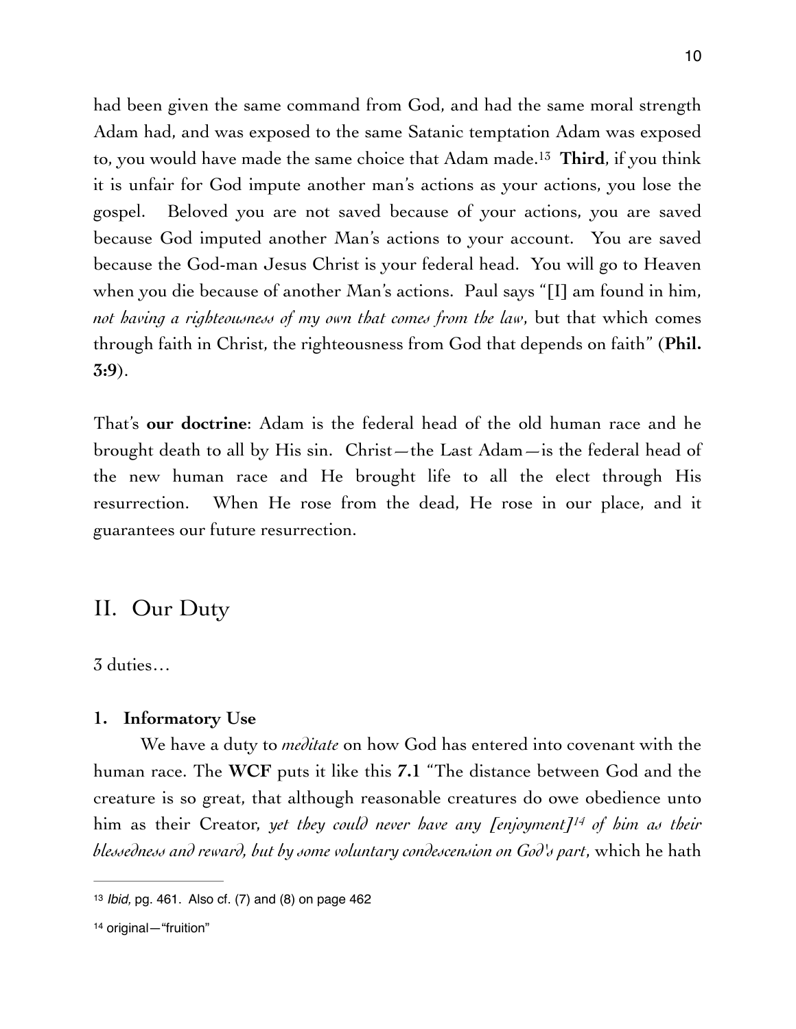had been given the same command from God, and had the same moral strength Adam had, and was exposed to the same Satanic temptation Adam was exposed to, you would have made the same choice that Adam made.[13] **Third**, if you think it is unfair for God impute another man's actions as your actions, you lose the gospel. Beloved you are not saved because of your actions, you are saved because God imputed another Man's actions to your account. You are saved because the God-man Jesus Christ is your federal head. You will go to Heaven when you die because of another Man's actions. Paul says "[I] am found in him, *not having a righteousness of my own that comes from the law*, but that which comes through faith in Christ, the righteousness from God that depends on faith" (**Phil. 3:9**).

That's **our doctrine**: Adam is the federal head of the old human race and he brought death to all by His sin. Christ—the Last Adam—is the federal head of the new human race and He brought life to all the elect through His resurrection. When He rose from the dead, He rose in our place, and it guarantees our future resurrection.

## II. Our Duty

3 duties…

### 1. Informatory Use

We have a duty to *meditate* on how God has entered into covenant with the human race. The **WCF** puts it like this **7.1** "The distance between God and the creature is so great, that although reasonable creatures do owe obedience unto him as their Creator, *yet they could never have any [enjoyment][14] of him as their blessedness and reward, but by some voluntary condescension on God's part*, which he hath

---

[13] *Ibid,* pg. 461. Also cf. (7) and (8) on page 462

[14] original—"fruition"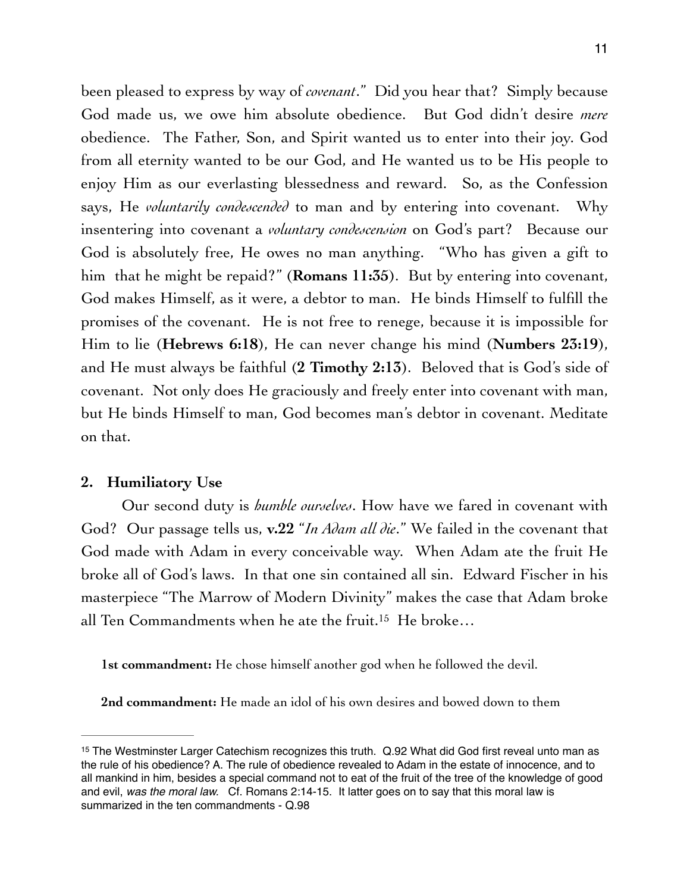been pleased to express by way of *covenant*." Did you hear that? Simply because God made us, we owe him absolute obedience. But God didn't desire *mere* obedience. The Father, Son, and Spirit wanted us to enter into their joy. God from all eternity wanted to be our God, and He wanted us to be His people to enjoy Him as our everlasting blessedness and reward. So, as the Confession says, He *voluntarily condescended* to man and by entering into covenant. Why insentering into covenant a *voluntary condescension* on God's part? Because our God is absolutely free, He owes no man anything. "Who has given a gift to him that he might be repaid?" (**Romans 11:35**). But by entering into covenant, God makes Himself, as it were, a debtor to man. He binds Himself to fulfill the promises of the covenant. He is not free to renege, because it is impossible for Him to lie (**Hebrews 6:18**), He can never change his mind (**Numbers 23:19**), and He must always be faithful (**2 Timothy 2:13**). Beloved that is God's side of covenant. Not only does He graciously and freely enter into covenant with man, but He binds Himself to man, God becomes man's debtor in covenant. Meditate on that.

### 2. Humiliatory Use

Our second duty is *humble ourselves*. How have we fared in covenant with God? Our passage tells us, **v.22** "*In Adam all die*." We failed in the covenant that God made with Adam in every conceivable way. When Adam ate the fruit He broke all of God's laws. In that one sin contained all sin. Edward Fischer in his masterpiece "The Marrow of Modern Divinity" makes the case that Adam broke all Ten Commandments when he ate the fruit.[15] He broke…

**1st commandment:** He chose himself another god when he followed the devil.

**2nd commandment:** He made an idol of his own desires and bowed down to them

---

[15] The Westminster Larger Catechism recognizes this truth. Q.92 What did God first reveal unto man as the rule of his obedience? A. The rule of obedience revealed to Adam in the estate of innocence, and to all mankind in him, besides a special command not to eat of the fruit of the tree of the knowledge of good and evil, *was the moral law.* Cf. Romans 2:14-15. It latter goes on to say that this moral law is summarized in the ten commandments - Q.98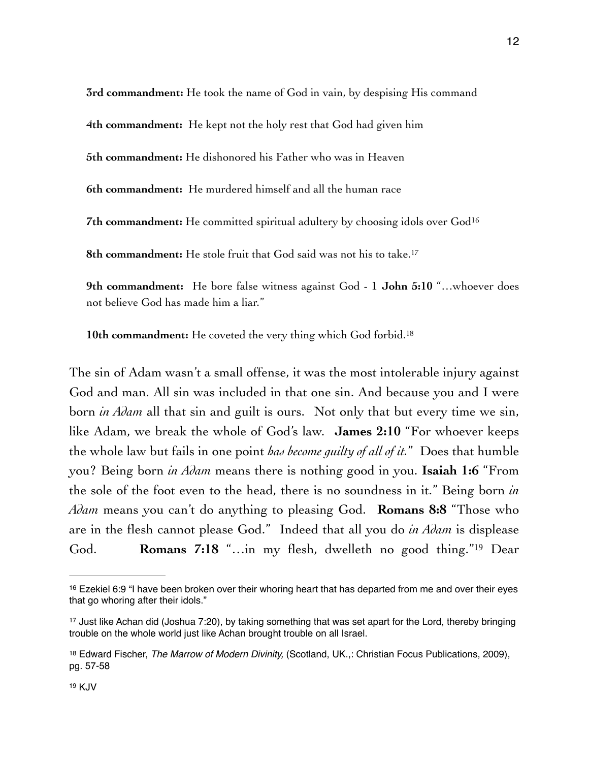**3rd commandment:** He took the name of God in vain, by despising His command

**4th commandment:** He kept not the holy rest that God had given him

**5th commandment:** He dishonored his Father who was in Heaven

**6th commandment:** He murdered himself and all the human race

**7th commandment:** He committed spiritual adultery by choosing idols over God[16]

**8th commandment:** He stole fruit that God said was not his to take.[17]

**9th commandment:** He bore false witness against God - **1 John 5:10** "…whoever does not believe God has made him a liar."

**10th commandment:** He coveted the very thing which God forbid.[18]

The sin of Adam wasn't a small offense, it was the most intolerable injury against God and man. All sin was included in that one sin. And because you and I were born *in Adam* all that sin and guilt is ours. Not only that but every time we sin, like Adam, we break the whole of God's law. **James 2:10** "For whoever keeps the whole law but fails in one point *has become guilty of all of it.*" Does that humble you? Being born *in Adam* means there is nothing good in you. **Isaiah 1:6** "From the sole of the foot even to the head, there is no soundness in it." Being born *in Adam* means you can't do anything to pleasing God. **Romans 8:8** "Those who are in the flesh cannot please God." Indeed that all you do *in Adam* is displease God. **Romans 7:18** "…in my flesh, dwelleth no good thing."[19] Dear

---

[16] Ezekiel 6:9 "I have been broken over their whoring heart that has departed from me and over their eyes that go whoring after their idols."

[17] Just like Achan did (Joshua 7:20), by taking something that was set apart for the Lord, thereby bringing trouble on the whole world just like Achan brought trouble on all Israel.

[18] Edward Fischer, *The Marrow of Modern Divinity,* (Scotland, UK.,: Christian Focus Publications, 2009), pg. 57-58

[19] KJV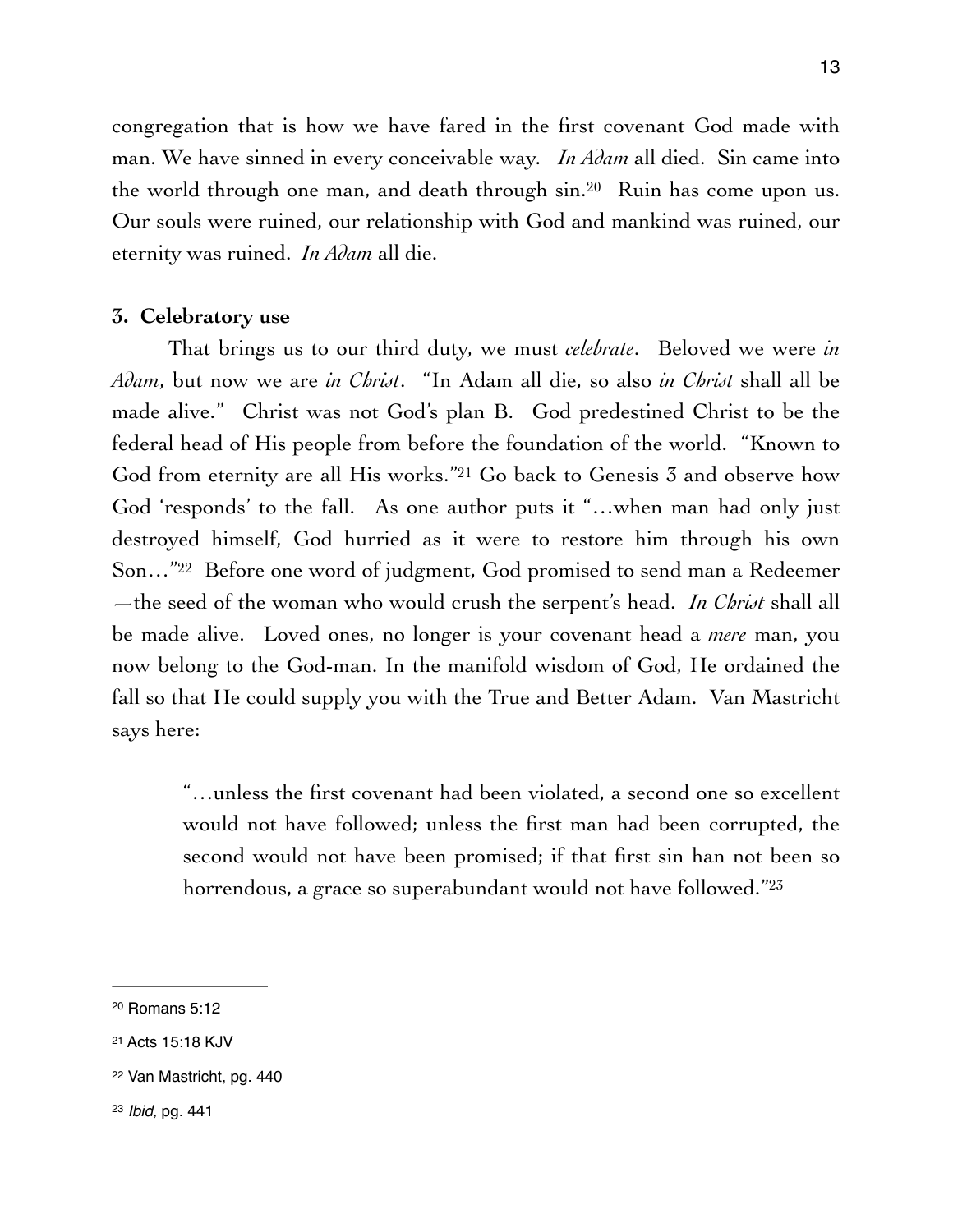congregation that is how we have fared in the first covenant God made with man. We have sinned in every conceivable way. *In Adam* all died. Sin came into the world through one man, and death through sin.[20] Ruin has come upon us. Our souls were ruined, our relationship with God and mankind was ruined, our eternity was ruined. *In Adam* all die.

**3. Celebratory use**

That brings us to our third duty, we must *celebrate*. Beloved we were *in Adam*, but now we are *in Christ*. "In Adam all die, so also *in Christ* shall all be made alive." Christ was not God's plan B. God predestined Christ to be the federal head of His people from before the foundation of the world. "Known to God from eternity are all His works."[21] Go back to Genesis 3 and observe how God 'responds' to the fall. As one author puts it "…when man had only just destroyed himself, God hurried as it were to restore him through his own Son…"[22] Before one word of judgment, God promised to send man a Redeemer—the seed of the woman who would crush the serpent's head. *In Christ* shall all be made alive. Loved ones, no longer is your covenant head a *mere* man, you now belong to the God-man. In the manifold wisdom of God, He ordained the fall so that He could supply you with the True and Better Adam. Van Mastricht says here:

> "…unless the first covenant had been violated, a second one so excellent would not have followed; unless the first man had been corrupted, the second would not have been promised; if that first sin han not been so horrendous, a grace so superabundant would not have followed."[23]

---

[20] Romans 5:12

[21] Acts 15:18 KJV

[22] Van Mastricht, pg. 440

[23] *Ibid,* pg. 441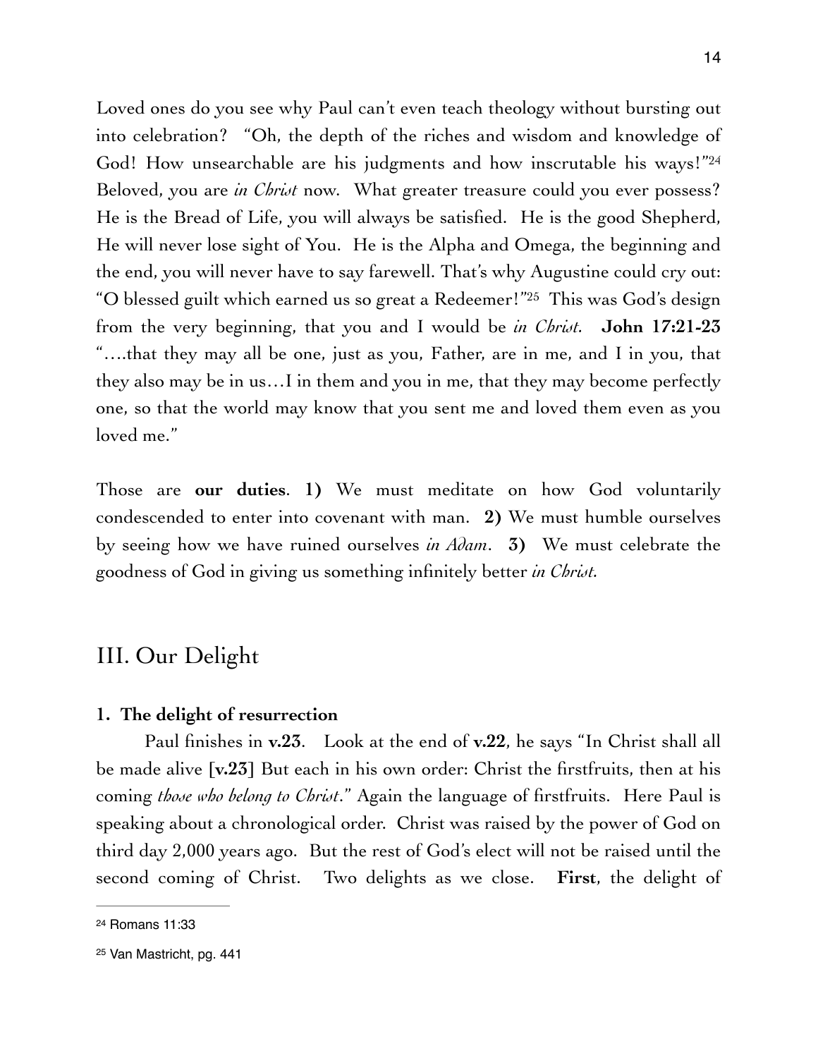Loved ones do you see why Paul can't even teach theology without bursting out into celebration? "Oh, the depth of the riches and wisdom and knowledge of God! How unsearchable are his judgments and how inscrutable his ways!"[24] Beloved, you are *in Christ* now. What greater treasure could you ever possess? He is the Bread of Life, you will always be satisfied. He is the good Shepherd, He will never lose sight of You. He is the Alpha and Omega, the beginning and the end, you will never have to say farewell. That's why Augustine could cry out: "O blessed guilt which earned us so great a Redeemer!"[25] This was God's design from the very beginning, that you and I would be *in Christ.* **John 17:21-23** "….that they may all be one, just as you, Father, are in me, and I in you, that they also may be in us…I in them and you in me, that they may become perfectly one, so that the world may know that you sent me and loved them even as you loved me."

Those are **our duties**. **1)** We must meditate on how God voluntarily condescended to enter into covenant with man. **2)** We must humble ourselves by seeing how we have ruined ourselves *in Adam*. **3)** We must celebrate the goodness of God in giving us something infinitely better *in Christ*.

## III. Our Delight

### 1. The delight of resurrection

Paul finishes in **v.23**. Look at the end of **v.22**, he says "In Christ shall all be made alive [**v.23**] But each in his own order: Christ the firstfruits, then at his coming *those who belong to Christ*." Again the language of firstfruits. Here Paul is speaking about a chronological order. Christ was raised by the power of God on third day 2,000 years ago. But the rest of God's elect will not be raised until the second coming of Christ. Two delights as we close. **First**, the delight of

---

[24] Romans 11:33

[25] Van Mastricht, pg. 441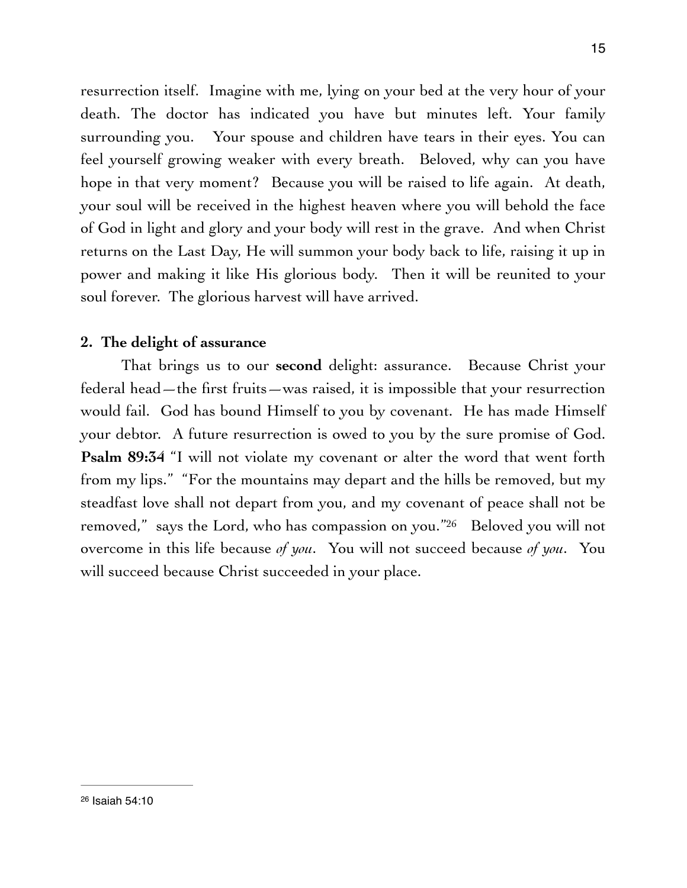resurrection itself. Imagine with me, lying on your bed at the very hour of your death. The doctor has indicated you have but minutes left. Your family surrounding you. Your spouse and children have tears in their eyes. You can feel yourself growing weaker with every breath. Beloved, why can you have hope in that very moment? Because you will be raised to life again. At death, your soul will be received in the highest heaven where you will behold the face of God in light and glory and your body will rest in the grave. And when Christ returns on the Last Day, He will summon your body back to life, raising it up in power and making it like His glorious body. Then it will be reunited to your soul forever. The glorious harvest will have arrived.

**2. The delight of assurance**

That brings us to our **second** delight: assurance. Because Christ your federal head—the first fruits—was raised, it is impossible that your resurrection would fail. God has bound Himself to you by covenant. He has made Himself your debtor. A future resurrection is owed to you by the sure promise of God. **Psalm 89:34** "I will not violate my covenant or alter the word that went forth from my lips." "For the mountains may depart and the hills be removed, but my steadfast love shall not depart from you, and my covenant of peace shall not be removed," says the Lord, who has compassion on you."[26] Beloved you will not overcome in this life because *of you*. You will not succeed because *of you*. You will succeed because Christ succeeded in your place.

---

[26] Isaiah 54:10